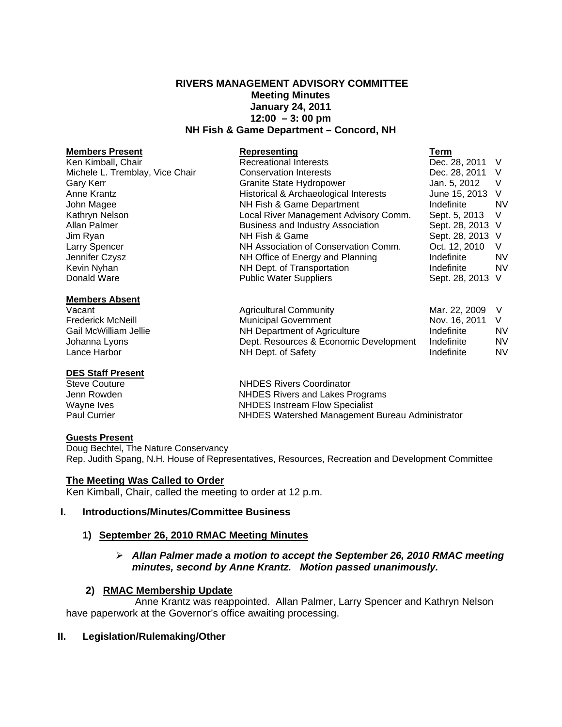# RIVERS MANAGEMENT ADVISORY COMMITTEE

**Meeting Minutes**
**January 24, 2011**
**12:00 – 3: 00 pm**
**NH Fish & Game Department – Concord, NH**

| **Members Present** | **Representing** | **Term** | |
|---|---|---|---|
| Ken Kimball, Chair | Recreational Interests | Dec. 28, 2011 | V |
| Michele L. Tremblay, Vice Chair | Conservation Interests | Dec. 28, 2011 | V |
| Gary Kerr | Granite State Hydropower | Jan. 5, 2012 | V |
| Anne Krantz | Historical & Archaeological Interests | June 15, 2013 | V |
| John Magee | NH Fish & Game Department | Indefinite | NV |
| Kathryn Nelson | Local River Management Advisory Comm. | Sept. 5, 2013 | V |
| Allan Palmer | Business and Industry Association | Sept. 28, 2013 | V |
| Jim Ryan | NH Fish & Game | Sept. 28, 2013 | V |
| Larry Spencer | NH Association of Conservation Comm. | Oct. 12, 2010 | V |
| Jennifer Czysz | NH Office of Energy and Planning | Indefinite | NV |
| Kevin Nyhan | NH Dept. of Transportation | Indefinite | NV |
| Donald Ware | Public Water Suppliers | Sept. 28, 2013 | V |

| **Members Absent** | | | |
|---|---|---|---|
| Vacant | Agricultural Community | Mar. 22, 2009 | V |
| Frederick McNeill | Municipal Government | Nov. 16, 2011 | V |
| Gail McWilliam Jellie | NH Department of Agriculture | Indefinite | NV |
| Johanna Lyons | Dept. Resources & Economic Development | Indefinite | NV |
| Lance Harbor | NH Dept. of Safety | Indefinite | NV |

| **DES Staff Present** | |
|---|---|
| Steve Couture | NHDES Rivers Coordinator |
| Jenn Rowden | NHDES Rivers and Lakes Programs |
| Wayne Ives | NHDES Instream Flow Specialist |
| Paul Currier | NHDES Watershed Management Bureau Administrator |

**Guests Present**

Doug Bechtel, The Nature Conservancy
Rep. Judith Spang, N.H. House of Representatives, Resources, Recreation and Development Committee

**The Meeting Was Called to Order**

Ken Kimball, Chair, called the meeting to order at 12 p.m.

## I. Introductions/Minutes/Committee Business

### 1) September 26, 2010 RMAC Meeting Minutes

- ***Allan Palmer made a motion to accept the September 26, 2010 RMAC meeting minutes, second by Anne Krantz. Motion passed unanimously.***

### 2) RMAC Membership Update

Anne Krantz was reappointed. Allan Palmer, Larry Spencer and Kathryn Nelson have paperwork at the Governor's office awaiting processing.

## II. Legislation/Rulemaking/Other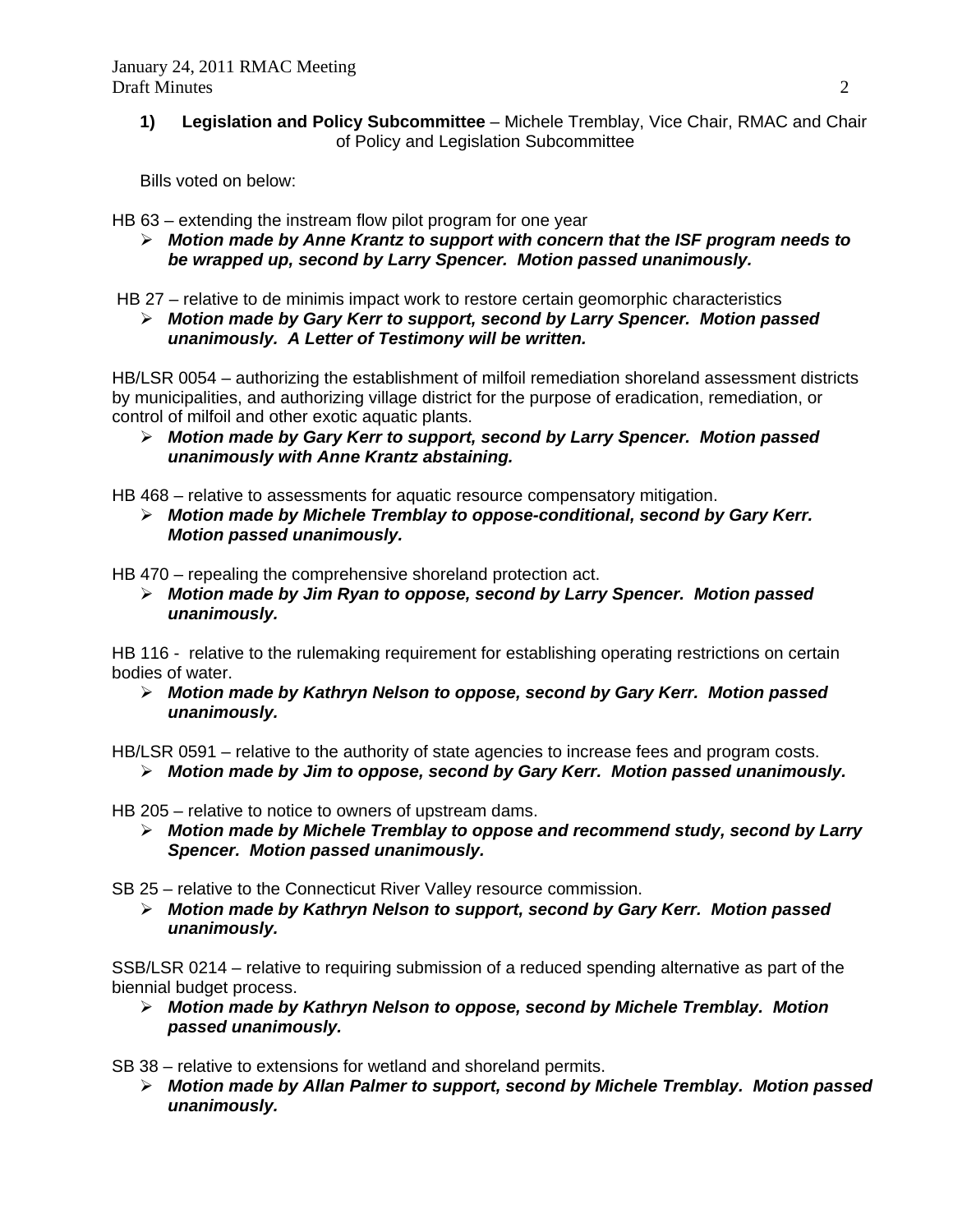1) **Legislation and Policy Subcommittee** – Michele Tremblay, Vice Chair, RMAC and Chair of Policy and Legislation Subcommittee

Bills voted on below:

HB 63 – extending the instream flow pilot program for one year

- ***Motion made by Anne Krantz to support with concern that the ISF program needs to be wrapped up, second by Larry Spencer. Motion passed unanimously.***

HB 27 – relative to de minimis impact work to restore certain geomorphic characteristics

- ***Motion made by Gary Kerr to support, second by Larry Spencer. Motion passed unanimously. A Letter of Testimony will be written.***

HB/LSR 0054 – authorizing the establishment of milfoil remediation shoreland assessment districts by municipalities, and authorizing village district for the purpose of eradication, remediation, or control of milfoil and other exotic aquatic plants.

- ***Motion made by Gary Kerr to support, second by Larry Spencer. Motion passed unanimously with Anne Krantz abstaining.***

HB 468 – relative to assessments for aquatic resource compensatory mitigation.

- ***Motion made by Michele Tremblay to oppose-conditional, second by Gary Kerr. Motion passed unanimously.***

HB 470 – repealing the comprehensive shoreland protection act.

- ***Motion made by Jim Ryan to oppose, second by Larry Spencer. Motion passed unanimously.***

HB 116 - relative to the rulemaking requirement for establishing operating restrictions on certain bodies of water.

- ***Motion made by Kathryn Nelson to oppose, second by Gary Kerr. Motion passed unanimously.***

HB/LSR 0591 – relative to the authority of state agencies to increase fees and program costs.

- ***Motion made by Jim to oppose, second by Gary Kerr. Motion passed unanimously.***

HB 205 – relative to notice to owners of upstream dams.

- ***Motion made by Michele Tremblay to oppose and recommend study, second by Larry Spencer. Motion passed unanimously.***

SB 25 – relative to the Connecticut River Valley resource commission.

- ***Motion made by Kathryn Nelson to support, second by Gary Kerr. Motion passed unanimously.***

SSB/LSR 0214 – relative to requiring submission of a reduced spending alternative as part of the biennial budget process.

- ***Motion made by Kathryn Nelson to oppose, second by Michele Tremblay. Motion passed unanimously.***

SB 38 – relative to extensions for wetland and shoreland permits.

- ***Motion made by Allan Palmer to support, second by Michele Tremblay. Motion passed unanimously.***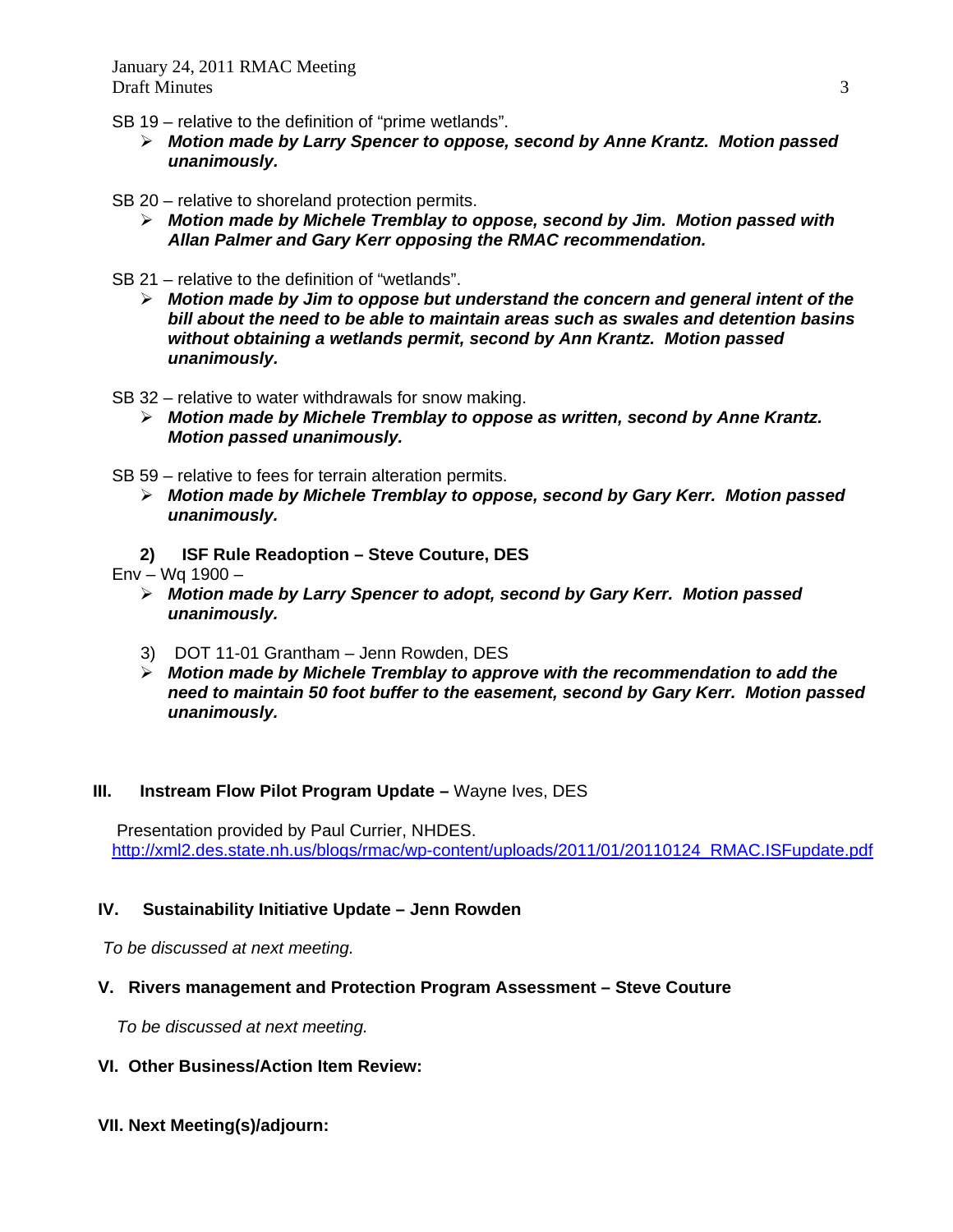SB 19 – relative to the definition of "prime wetlands".

- ***Motion made by Larry Spencer to oppose, second by Anne Krantz. Motion passed unanimously.***

SB 20 – relative to shoreland protection permits.

- ***Motion made by Michele Tremblay to oppose, second by Jim. Motion passed with Allan Palmer and Gary Kerr opposing the RMAC recommendation.***

SB 21 – relative to the definition of "wetlands".

- ***Motion made by Jim to oppose but understand the concern and general intent of the bill about the need to be able to maintain areas such as swales and detention basins without obtaining a wetlands permit, second by Ann Krantz. Motion passed unanimously.***

SB 32 – relative to water withdrawals for snow making.

- ***Motion made by Michele Tremblay to oppose as written, second by Anne Krantz. Motion passed unanimously.***

SB 59 – relative to fees for terrain alteration permits.

- ***Motion made by Michele Tremblay to oppose, second by Gary Kerr. Motion passed unanimously.***

**2) ISF Rule Readoption – Steve Couture, DES**

Env – Wq 1900 –

- ***Motion made by Larry Spencer to adopt, second by Gary Kerr. Motion passed unanimously.***

3) DOT 11-01 Grantham – Jenn Rowden, DES

- ***Motion made by Michele Tremblay to approve with the recommendation to add the need to maintain 50 foot buffer to the easement, second by Gary Kerr. Motion passed unanimously.***

## III. Instream Flow Pilot Program Update – Wayne Ives, DES

Presentation provided by Paul Currier, NHDES.
http://xml2.des.state.nh.us/blogs/rmac/wp-content/uploads/2011/01/20110124_RMAC.ISFupdate.pdf

## IV. Sustainability Initiative Update – Jenn Rowden

*To be discussed at next meeting.*

## V. Rivers management and Protection Program Assessment – Steve Couture

*To be discussed at next meeting.*

## VI. Other Business/Action Item Review:

## VII. Next Meeting(s)/adjourn: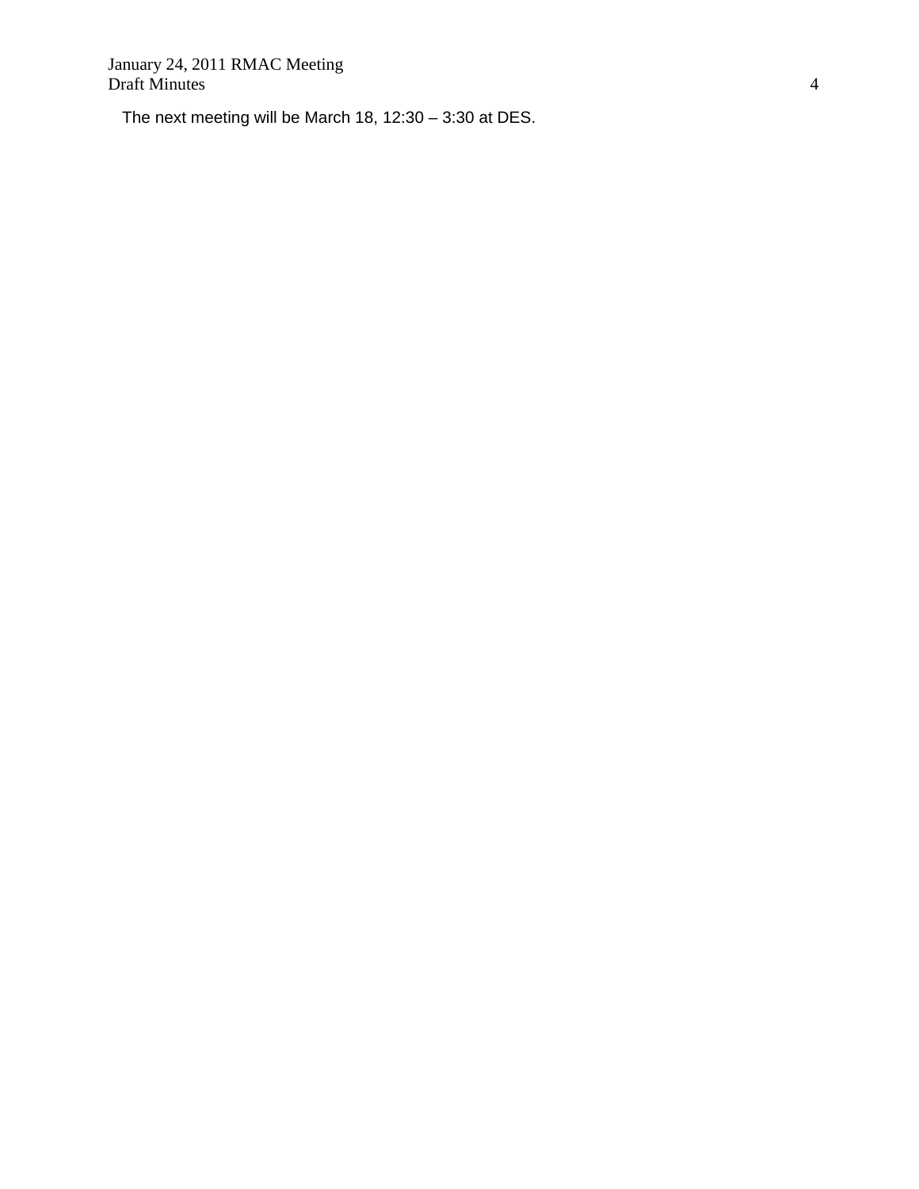The next meeting will be March 18, 12:30 – 3:30 at DES.